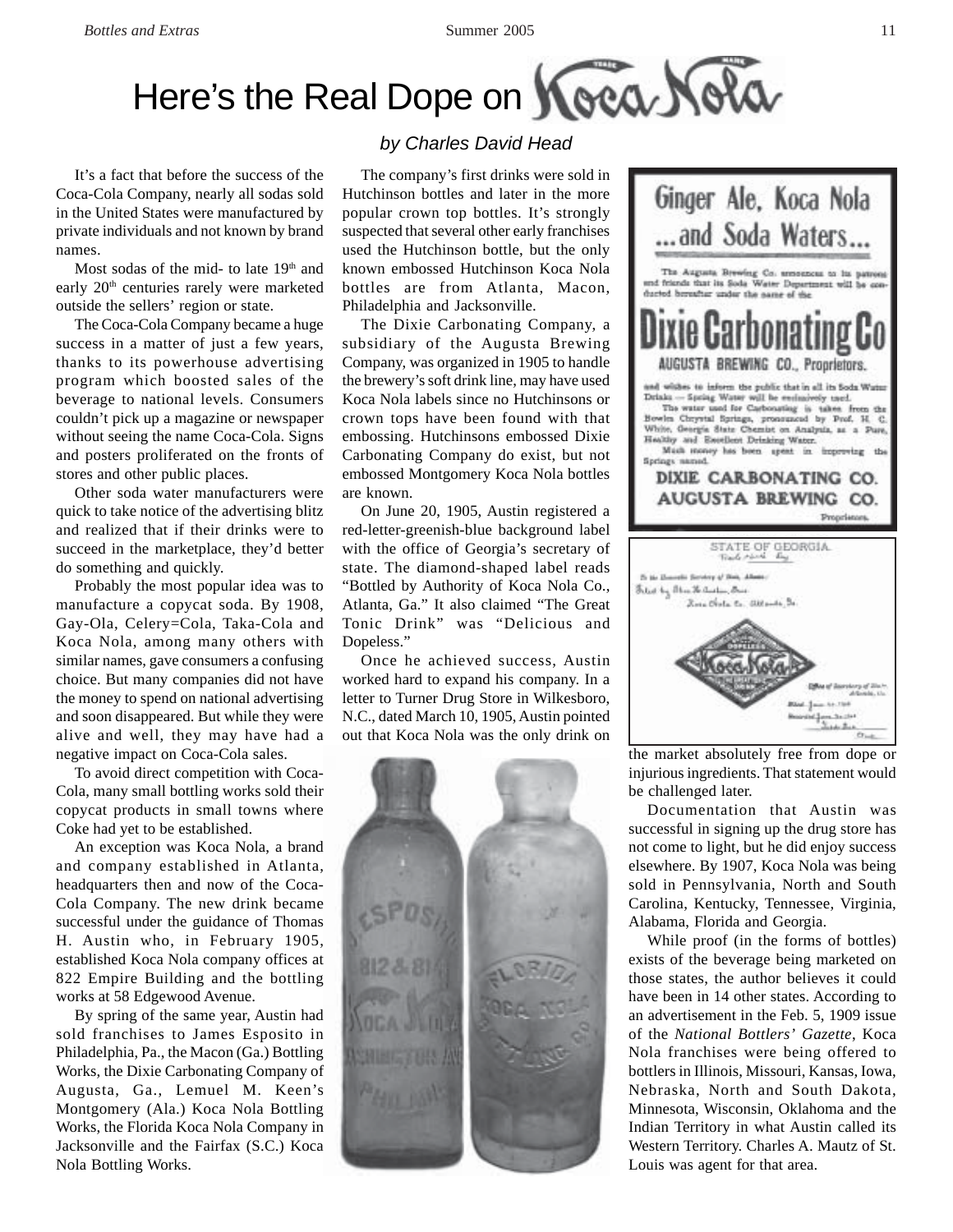# Here's the Real Dope on Koca Nola

*by Charles David Head*

It's a fact that before the success of the Coca-Cola Company, nearly all sodas sold in the United States were manufactured by private individuals and not known by brand names.

Most sodas of the mid- to late 19th and early 20th centuries rarely were marketed outside the sellers' region or state.

The Coca-Cola Company became a huge success in a matter of just a few years, thanks to its powerhouse advertising program which boosted sales of the beverage to national levels. Consumers couldn't pick up a magazine or newspaper without seeing the name Coca-Cola. Signs and posters proliferated on the fronts of stores and other public places.

Other soda water manufacturers were quick to take notice of the advertising blitz and realized that if their drinks were to succeed in the marketplace, they'd better do something and quickly.

Probably the most popular idea was to manufacture a copycat soda. By 1908, Gay-Ola, Celery=Cola, Taka-Cola and Koca Nola, among many others with similar names, gave consumers a confusing choice. But many companies did not have the money to spend on national advertising and soon disappeared. But while they were alive and well, they may have had a negative impact on Coca-Cola sales.

To avoid direct competition with Coca-Cola, many small bottling works sold their copycat products in small towns where Coke had yet to be established.

An exception was Koca Nola, a brand and company established in Atlanta, headquarters then and now of the Coca-Cola Company. The new drink became successful under the guidance of Thomas H. Austin who, in February 1905, established Koca Nola company offices at 822 Empire Building and the bottling works at 58 Edgewood Avenue.

By spring of the same year, Austin had sold franchises to James Esposito in Philadelphia, Pa., the Macon (Ga.) Bottling Works, the Dixie Carbonating Company of Augusta, Ga., Lemuel M. Keen's Montgomery (Ala.) Koca Nola Bottling Works, the Florida Koca Nola Company in Jacksonville and the Fairfax (S.C.) Koca Nola Bottling Works.

The company's first drinks were sold in Hutchinson bottles and later in the more popular crown top bottles. It's strongly suspected that several other early franchises used the Hutchinson bottle, but the only known embossed Hutchinson Koca Nola bottles are from Atlanta, Macon, Philadelphia and Jacksonville.

The Dixie Carbonating Company, a subsidiary of the Augusta Brewing Company, was organized in 1905 to handle the brewery's soft drink line, may have used Koca Nola labels since no Hutchinsons or crown tops have been found with that embossing. Hutchinsons embossed Dixie Carbonating Company do exist, but not embossed Montgomery Koca Nola bottles are known.

On June 20, 1905, Austin registered a red-letter-greenish-blue background label with the office of Georgia's secretary of state. The diamond-shaped label reads "Bottled by Authority of Koca Nola Co., Atlanta, Ga." It also claimed "The Great Tonic Drink" was "Delicious and Dopeless."

Once he achieved success, Austin worked hard to expand his company. In a letter to Turner Drug Store in Wilkesboro, N.C., dated March 10, 1905, Austin pointed out that Koca Nola was the only drink on the market absolutely free from dope or injurious ingredients. That statement would be challenged later.

Documentation that Austin was successful in signing up the drug store has not come to light, but he did enjoy success elsewhere. By 1907, Koca Nola was being sold in Pennsylvania, North and South Carolina, Kentucky, Tennessee, Virginia, Alabama, Florida and Georgia.

While proof (in the forms of bottles) exists of the beverage being marketed on those states, the author believes it could have been in 14 other states. According to an advertisement in the Feb. 5, 1909 issue of the *National Bottlers' Gazette*, Koca Nola franchises were being offered to bottlers in Illinois, Missouri, Kansas, Iowa, Nebraska, North and South Dakota, Minnesota, Wisconsin, Oklahoma and the Indian Territory in what Austin called its Western Territory. Charles A. Mautz of St. Louis was agent for that area.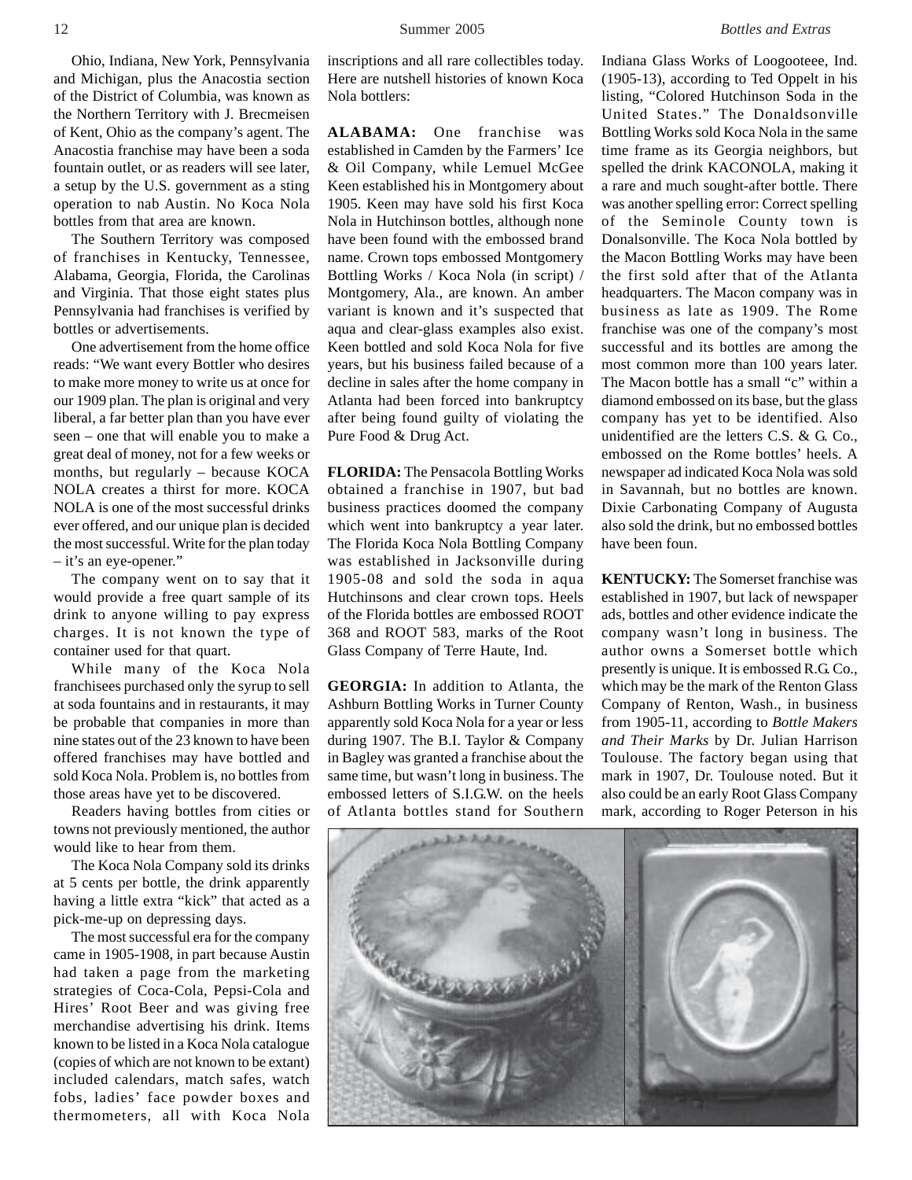Ohio, Indiana, New York, Pennsylvania and Michigan, plus the Anacostia section of the District of Columbia, was known as the Northern Territory with J. Brecmeisen of Kent, Ohio as the company's agent. The Anacostia franchise may have been a soda fountain outlet, or as readers will see later, a setup by the U.S. government as a sting operation to nab Austin. No Koca Nola bottles from that area are known.

The Southern Territory was composed of franchises in Kentucky, Tennessee, Alabama, Georgia, Florida, the Carolinas and Virginia. That those eight states plus Pennsylvania had franchises is verified by bottles or advertisements.

One advertisement from the home office reads: "We want every Bottler who desires to make more money to write us at once for our 1909 plan. The plan is original and very liberal, a far better plan than you have ever seen – one that will enable you to make a great deal of money, not for a few weeks or months, but regularly – because KOCA NOLA creates a thirst for more. KOCA NOLA is one of the most successful drinks ever offered, and our unique plan is decided the most successful. Write for the plan today – it's an eye-opener."

The company went on to say that it would provide a free quart sample of its drink to anyone willing to pay express charges. It is not known the type of container used for that quart.

While many of the Koca Nola franchisees purchased only the syrup to sell at soda fountains and in restaurants, it may be probable that companies in more than nine states out of the 23 known to have been offered franchises may have bottled and sold Koca Nola. Problem is, no bottles from those areas have yet to be discovered.

Readers having bottles from cities or towns not previously mentioned, the author would like to hear from them.

The Koca Nola Company sold its drinks at 5 cents per bottle, the drink apparently having a little extra "kick" that acted as a pick-me-up on depressing days.

The most successful era for the company came in 1905-1908, in part because Austin had taken a page from the marketing strategies of Coca-Cola, Pepsi-Cola and Hires' Root Beer and was giving free merchandise advertising his drink. Items known to be listed in a Koca Nola catalogue (copies of which are not known to be extant) included calendars, match safes, watch fobs, ladies' face powder boxes and thermometers, all with Koca Nola inscriptions and all rare collectibles today. Here are nutshell histories of known Koca Nola bottlers:

**ALABAMA:** One franchise was established in Camden by the Farmers' Ice & Oil Company, while Lemuel McGee Keen established his in Montgomery about 1905. Keen may have sold his first Koca Nola in Hutchinson bottles, although none have been found with the embossed brand name. Crown tops embossed Montgomery Bottling Works / Koca Nola (in script) / Montgomery, Ala., are known. An amber variant is known and it's suspected that aqua and clear-glass examples also exist. Keen bottled and sold Koca Nola for five years, but his business failed because of a decline in sales after the home company in Atlanta had been forced into bankruptcy after being found guilty of violating the Pure Food & Drug Act.

**FLORIDA:** The Pensacola Bottling Works obtained a franchise in 1907, but bad business practices doomed the company which went into bankruptcy a year later. The Florida Koca Nola Bottling Company was established in Jacksonville during 1905-08 and sold the soda in aqua Hutchinsons and clear crown tops. Heels of the Florida bottles are embossed ROOT 368 and ROOT 583, marks of the Root Glass Company of Terre Haute, Ind.

**GEORGIA:** In addition to Atlanta, the Ashburn Bottling Works in Turner County apparently sold Koca Nola for a year or less during 1907. The B.I. Taylor & Company in Bagley was granted a franchise about the same time, but wasn't long in business. The embossed letters of S.I.G.W. on the heels of Atlanta bottles stand for Southern Indiana Glass Works of Loogooteee, Ind. (1905-13), according to Ted Oppelt in his listing, "Colored Hutchinson Soda in the United States." The Donaldsonville Bottling Works sold Koca Nola in the same time frame as its Georgia neighbors, but spelled the drink KACONOLA, making it a rare and much sought-after bottle. There was another spelling error: Correct spelling of the Seminole County town is Donalsonville. The Koca Nola bottled by the Macon Bottling Works may have been the first sold after that of the Atlanta headquarters. The Macon company was in business as late as 1909. The Rome franchise was one of the company's most successful and its bottles are among the most common more than 100 years later. The Macon bottle has a small "c" within a diamond embossed on its base, but the glass company has yet to be identified. Also unidentified are the letters C.S. & G. Co., embossed on the Rome bottles' heels. A newspaper ad indicated Koca Nola was sold in Savannah, but no bottles are known. Dixie Carbonating Company of Augusta also sold the drink, but no embossed bottles have been foun.

**KENTUCKY:** The Somerset franchise was established in 1907, but lack of newspaper ads, bottles and other evidence indicate the company wasn't long in business. The author owns a Somerset bottle which presently is unique. It is embossed R.G. Co., which may be the mark of the Renton Glass Company of Renton, Wash., in business from 1905-11, according to *Bottle Makers and Their Marks* by Dr. Julian Harrison Toulouse. The factory began using that mark in 1907, Dr. Toulouse noted. But it also could be an early Root Glass Company mark, according to Roger Peterson in his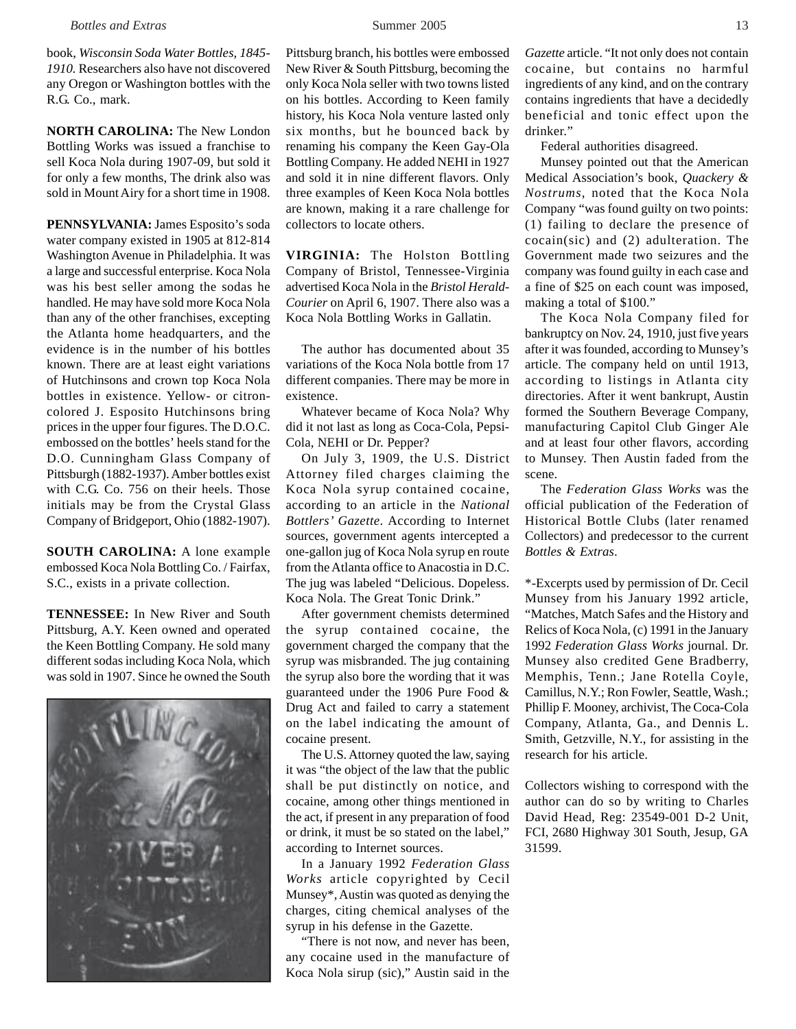book, *Wisconsin Soda Water Bottles, 1845-1910.* Researchers also have not discovered any Oregon or Washington bottles with the R.G. Co., mark.

**NORTH CAROLINA:** The New London Bottling Works was issued a franchise to sell Koca Nola during 1907-09, but sold it for only a few months, The drink also was sold in Mount Airy for a short time in 1908.

**PENNSYLVANIA:** James Esposito's soda water company existed in 1905 at 812-814 Washington Avenue in Philadelphia. It was a large and successful enterprise. Koca Nola was his best seller among the sodas he handled. He may have sold more Koca Nola than any of the other franchises, excepting the Atlanta home headquarters, and the evidence is in the number of his bottles known. There are at least eight variations of Hutchinsons and crown top Koca Nola bottles in existence. Yellow- or citron-colored J. Esposito Hutchinsons bring prices in the upper four figures. The D.O.C. embossed on the bottles' heels stand for the D.O. Cunningham Glass Company of Pittsburgh (1882-1937). Amber bottles exist with C.G. Co. 756 on their heels. Those initials may be from the Crystal Glass Company of Bridgeport, Ohio (1882-1907).

**SOUTH CAROLINA:** A lone example embossed Koca Nola Bottling Co. / Fairfax, S.C., exists in a private collection.

**TENNESSEE:** In New River and South Pittsburg, A.Y. Keen owned and operated the Keen Bottling Company. He sold many different sodas including Koca Nola, which was sold in 1907. Since he owned the South Pittsburg branch, his bottles were embossed New River & South Pittsburg, becoming the only Koca Nola seller with two towns listed on his bottles. According to Keen family history, his Koca Nola venture lasted only six months, but he bounced back by renaming his company the Keen Gay-Ola Bottling Company. He added NEHI in 1927 and sold it in nine different flavors. Only three examples of Keen Koca Nola bottles are known, making it a rare challenge for collectors to locate others.

**VIRGINIA:** The Holston Bottling Company of Bristol, Tennessee-Virginia advertised Koca Nola in the *Bristol Herald-Courier* on April 6, 1907. There also was a Koca Nola Bottling Works in Gallatin.

The author has documented about 35 variations of the Koca Nola bottle from 17 different companies. There may be more in existence.

Whatever became of Koca Nola? Why did it not last as long as Coca-Cola, Pepsi-Cola, NEHI or Dr. Pepper?

On July 3, 1909, the U.S. District Attorney filed charges claiming the Koca Nola syrup contained cocaine, according to an article in the *National Bottlers' Gazette*. According to Internet sources, government agents intercepted a one-gallon jug of Koca Nola syrup en route from the Atlanta office to Anacostia in D.C. The jug was labeled "Delicious. Dopeless. Koca Nola. The Great Tonic Drink."

After government chemists determined the syrup contained cocaine, the government charged the company that the syrup was misbranded. The jug containing the syrup also bore the wording that it was guaranteed under the 1906 Pure Food & Drug Act and failed to carry a statement on the label indicating the amount of cocaine present.

The U.S. Attorney quoted the law, saying it was "the object of the law that the public shall be put distinctly on notice, and cocaine, among other things mentioned in the act, if present in any preparation of food or drink, it must be so stated on the label," according to Internet sources.

In a January 1992 *Federation Glass Works* article copyrighted by Cecil Munsey*, Austin was quoted as denying the charges, citing chemical analyses of the syrup in his defense in the Gazette.

"There is not now, and never has been, any cocaine used in the manufacture of Koca Nola sirup (sic)," Austin said in the *Gazette* article. "It not only does not contain cocaine, but contains no harmful ingredients of any kind, and on the contrary contains ingredients that have a decidedly beneficial and tonic effect upon the drinker."

Federal authorities disagreed.

Munsey pointed out that the American Medical Association's book, *Quackery & Nostrums*, noted that the Koca Nola Company "was found guilty on two points: (1) failing to declare the presence of cocain(sic) and (2) adulteration. The Government made two seizures and the company was found guilty in each case and a fine of $25 on each count was imposed, making a total of $100."

The Koca Nola Company filed for bankruptcy on Nov. 24, 1910, just five years after it was founded, according to Munsey's article. The company held on until 1913, according to listings in Atlanta city directories. After it went bankrupt, Austin formed the Southern Beverage Company, manufacturing Capitol Club Ginger Ale and at least four other flavors, according to Munsey. Then Austin faded from the scene.

The *Federation Glass Works* was the official publication of the Federation of Historical Bottle Clubs (later renamed Collectors) and predecessor to the current *Bottles & Extras*.

*-Excerpts used by permission of Dr. Cecil Munsey from his January 1992 article, "Matches, Match Safes and the History and Relics of Koca Nola, (c) 1991 in the January 1992 *Federation Glass Works* journal. Dr. Munsey also credited Gene Bradberry, Memphis, Tenn.; Jane Rotella Coyle, Camillus, N.Y.; Ron Fowler, Seattle, Wash.; Phillip F. Mooney, archivist, The Coca-Cola Company, Atlanta, Ga., and Dennis L. Smith, Getzville, N.Y., for assisting in the research for his article.

Collectors wishing to correspond with the author can do so by writing to Charles David Head, Reg: 23549-001 D-2 Unit, FCI, 2680 Highway 301 South, Jesup, GA 31599.